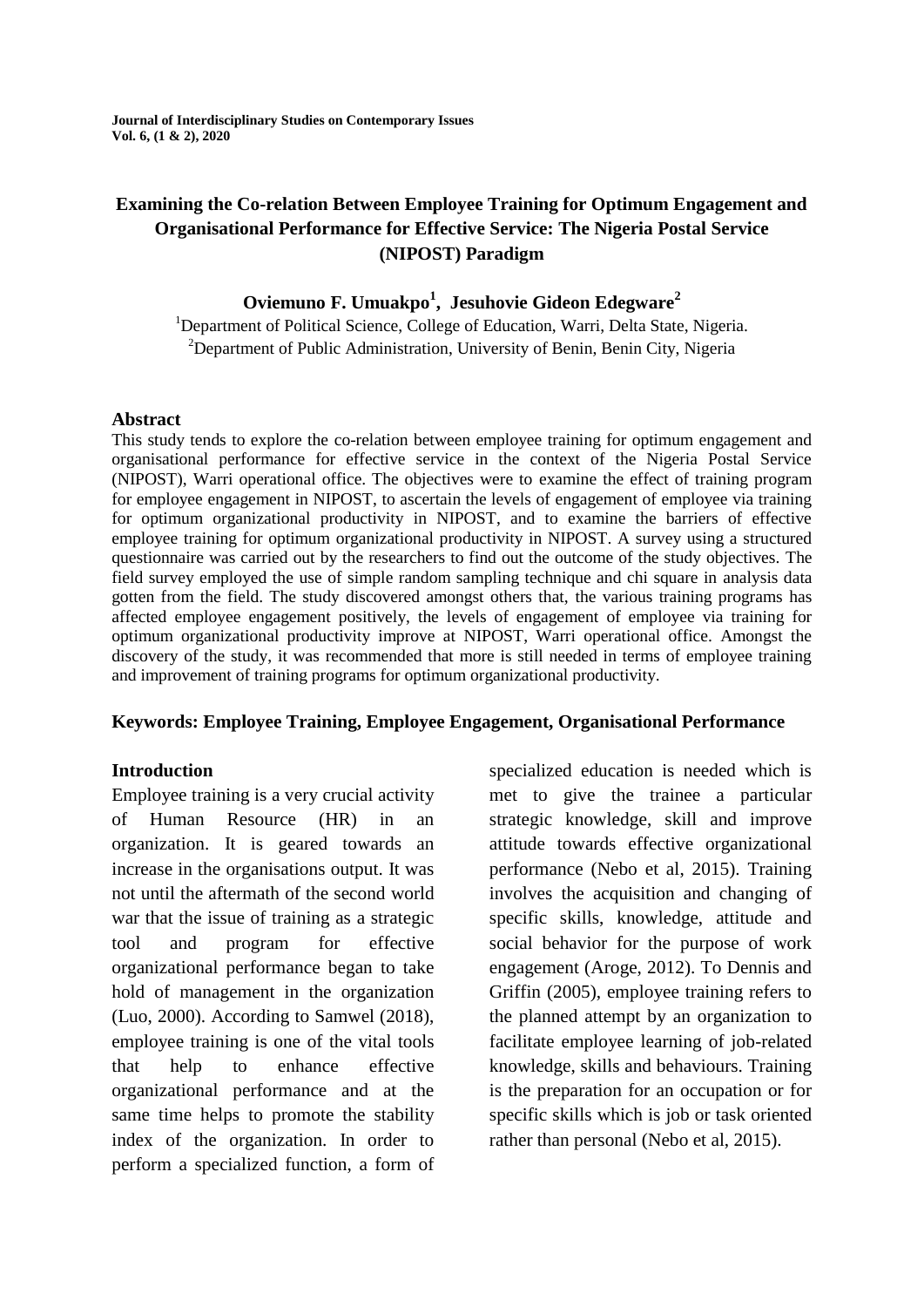# Examining the Co-relation Between Employee Training for Optimum Engagement and Organisational Performance for Effective Service: The Nigeria Postal Service (NIPOST) Paradigm

**Oviemuno F. Umuakpo[1], Jesuhovie Gideon Edegware[2]**

[1]Department of Political Science, College of Education, Warri, Delta State, Nigeria.
[2]Department of Public Administration, University of Benin, Benin City, Nigeria

## Abstract

This study tends to explore the co-relation between employee training for optimum engagement and organisational performance for effective service in the context of the Nigeria Postal Service (NIPOST), Warri operational office. The objectives were to examine the effect of training program for employee engagement in NIPOST, to ascertain the levels of engagement of employee via training for optimum organizational productivity in NIPOST, and to examine the barriers of effective employee training for optimum organizational productivity in NIPOST. A survey using a structured questionnaire was carried out by the researchers to find out the outcome of the study objectives. The field survey employed the use of simple random sampling technique and chi square in analysis data gotten from the field. The study discovered amongst others that, the various training programs has affected employee engagement positively, the levels of engagement of employee via training for optimum organizational productivity improve at NIPOST, Warri operational office. Amongst the discovery of the study, it was recommended that more is still needed in terms of employee training and improvement of training programs for optimum organizational productivity.

**Keywords: Employee Training, Employee Engagement, Organisational Performance**

## Introduction

Employee training is a very crucial activity of Human Resource (HR) in an organization. It is geared towards an increase in the organisations output. It was not until the aftermath of the second world war that the issue of training as a strategic tool and program for effective organizational performance began to take hold of management in the organization (Luo, 2000). According to Samwel (2018), employee training is one of the vital tools that help to enhance effective organizational performance and at the same time helps to promote the stability index of the organization. In order to perform a specialized function, a form of specialized education is needed which is met to give the trainee a particular strategic knowledge, skill and improve attitude towards effective organizational performance (Nebo et al, 2015). Training involves the acquisition and changing of specific skills, knowledge, attitude and social behavior for the purpose of work engagement (Aroge, 2012). To Dennis and Griffin (2005), employee training refers to the planned attempt by an organization to facilitate employee learning of job-related knowledge, skills and behaviours. Training is the preparation for an occupation or for specific skills which is job or task oriented rather than personal (Nebo et al, 2015).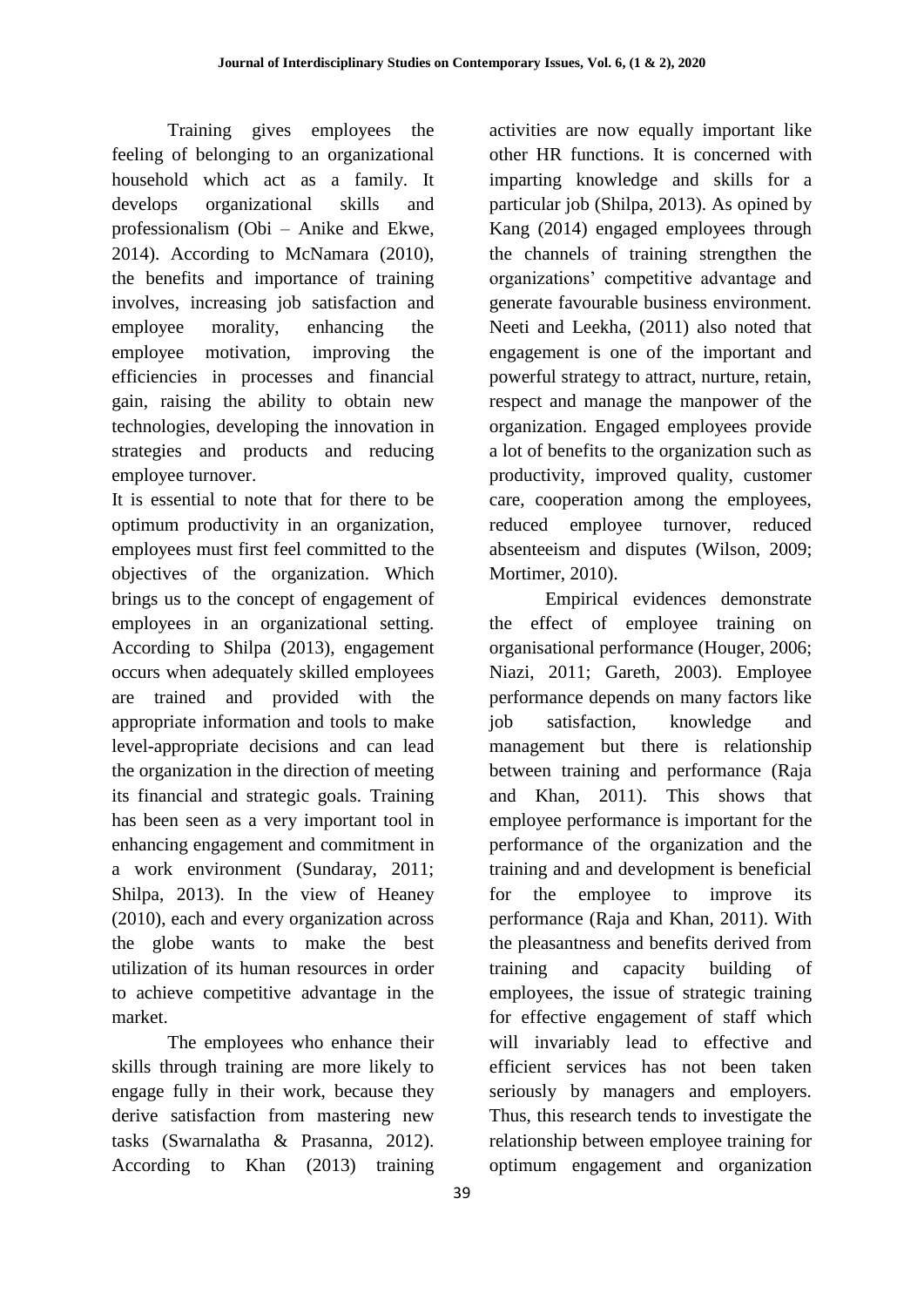Training gives employees the feeling of belonging to an organizational household which act as a family. It develops organizational skills and professionalism (Obi – Anike and Ekwe, 2014). According to McNamara (2010), the benefits and importance of training involves, increasing job satisfaction and employee morality, enhancing the employee motivation, improving the efficiencies in processes and financial gain, raising the ability to obtain new technologies, developing the innovation in strategies and products and reducing employee turnover.

It is essential to note that for there to be optimum productivity in an organization, employees must first feel committed to the objectives of the organization. Which brings us to the concept of engagement of employees in an organizational setting. According to Shilpa (2013), engagement occurs when adequately skilled employees are trained and provided with the appropriate information and tools to make level-appropriate decisions and can lead the organization in the direction of meeting its financial and strategic goals. Training has been seen as a very important tool in enhancing engagement and commitment in a work environment (Sundaray, 2011; Shilpa, 2013). In the view of Heaney (2010), each and every organization across the globe wants to make the best utilization of its human resources in order to achieve competitive advantage in the market.

The employees who enhance their skills through training are more likely to engage fully in their work, because they derive satisfaction from mastering new tasks (Swarnalatha & Prasanna, 2012). According to Khan (2013) training activities are now equally important like other HR functions. It is concerned with imparting knowledge and skills for a particular job (Shilpa, 2013). As opined by Kang (2014) engaged employees through the channels of training strengthen the organizations' competitive advantage and generate favourable business environment. Neeti and Leekha, (2011) also noted that engagement is one of the important and powerful strategy to attract, nurture, retain, respect and manage the manpower of the organization. Engaged employees provide a lot of benefits to the organization such as productivity, improved quality, customer care, cooperation among the employees, reduced employee turnover, reduced absenteeism and disputes (Wilson, 2009; Mortimer, 2010).

Empirical evidences demonstrate the effect of employee training on organisational performance (Houger, 2006; Niazi, 2011; Gareth, 2003). Employee performance depends on many factors like job satisfaction, knowledge and management but there is relationship between training and performance (Raja and Khan, 2011). This shows that employee performance is important for the performance of the organization and the training and and development is beneficial for the employee to improve its performance (Raja and Khan, 2011). With the pleasantness and benefits derived from training and capacity building of employees, the issue of strategic training for effective engagement of staff which will invariably lead to effective and efficient services has not been taken seriously by managers and employers. Thus, this research tends to investigate the relationship between employee training for optimum engagement and organization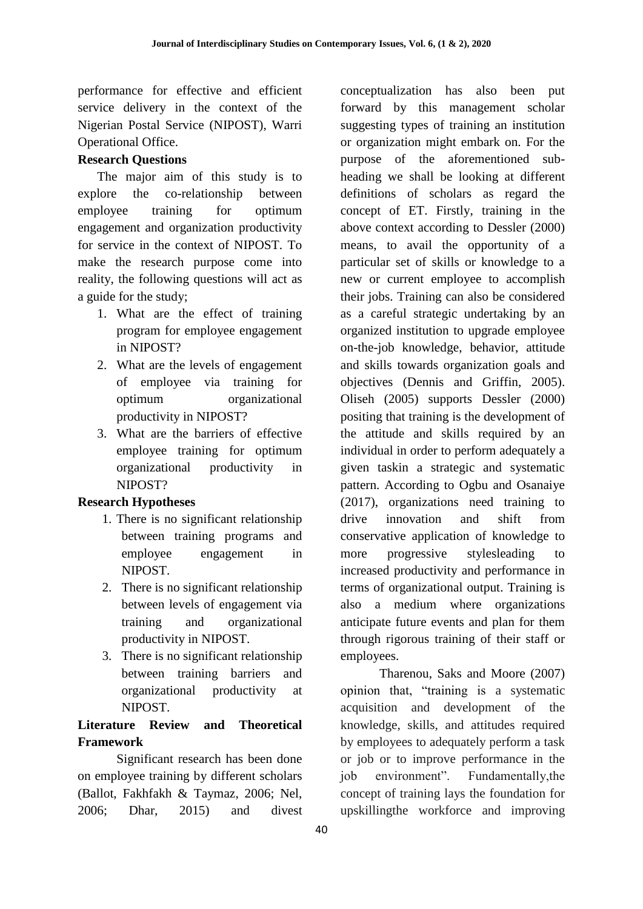performance for effective and efficient service delivery in the context of the Nigerian Postal Service (NIPOST), Warri Operational Office.

**Research Questions**

The major aim of this study is to explore the co-relationship between employee training for optimum engagement and organization productivity for service in the context of NIPOST. To make the research purpose come into reality, the following questions will act as a guide for the study;

1. What are the effect of training program for employee engagement in NIPOST?
2. What are the levels of engagement of employee via training for optimum organizational productivity in NIPOST?
3. What are the barriers of effective employee training for optimum organizational productivity in NIPOST?

**Research Hypotheses**

1. There is no significant relationship between training programs and employee engagement in NIPOST.
2. There is no significant relationship between levels of engagement via training and organizational productivity in NIPOST.
3. There is no significant relationship between training barriers and organizational productivity at NIPOST.

**Literature Review and Theoretical Framework**

Significant research has been done on employee training by different scholars (Ballot, Fakhfakh & Taymaz, 2006; Nel, 2006; Dhar, 2015) and divest conceptualization has also been put forward by this management scholar suggesting types of training an institution or organization might embark on. For the purpose of the aforementioned sub-heading we shall be looking at different definitions of scholars as regard the concept of ET. Firstly, training in the above context according to Dessler (2000) means, to avail the opportunity of a particular set of skills or knowledge to a new or current employee to accomplish their jobs. Training can also be considered as a careful strategic undertaking by an organized institution to upgrade employee on-the-job knowledge, behavior, attitude and skills towards organization goals and objectives (Dennis and Griffin, 2005). Oliseh (2005) supports Dessler (2000) positing that training is the development of the attitude and skills required by an individual in order to perform adequately a given taskin a strategic and systematic pattern. According to Ogbu and Osanaiye (2017), organizations need training to drive innovation and shift from conservative application of knowledge to more progressive stylesleading to increased productivity and performance in terms of organizational output. Training is also a medium where organizations anticipate future events and plan for them through rigorous training of their staff or employees.

Tharenou, Saks and Moore (2007) opinion that, "training is a systematic acquisition and development of the knowledge, skills, and attitudes required by employees to adequately perform a task or job or to improve performance in the job environment". Fundamentally,the concept of training lays the foundation for upskillingthe workforce and improving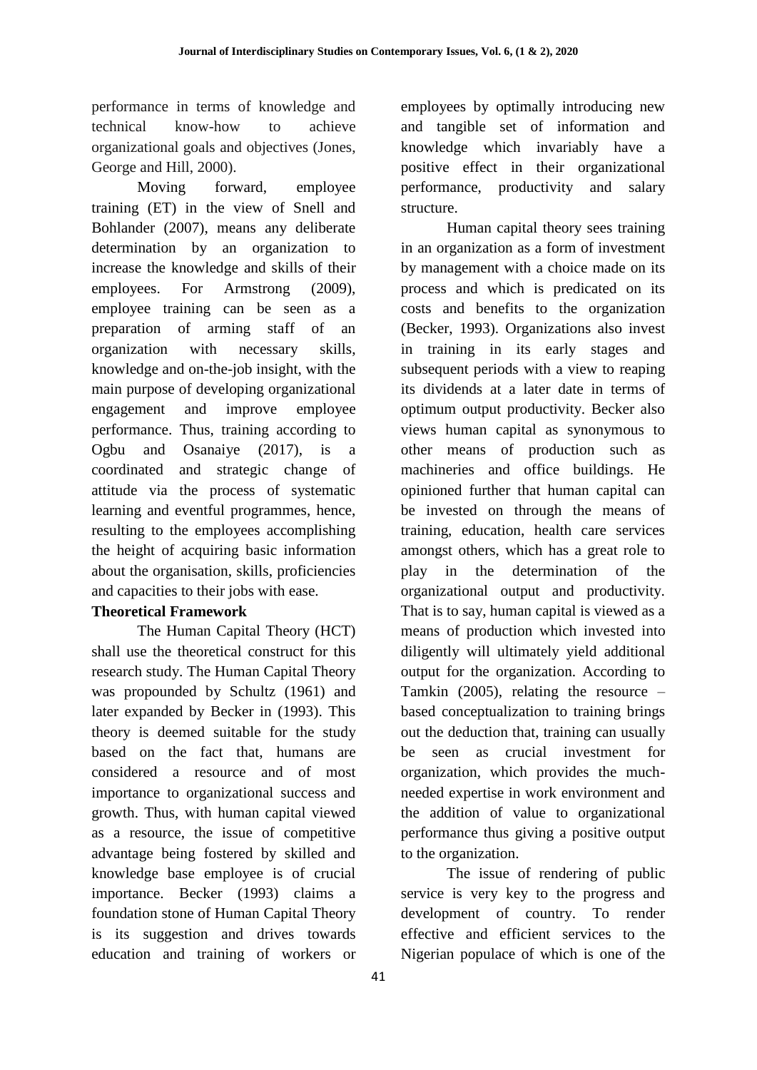performance in terms of knowledge and technical know-how to achieve organizational goals and objectives (Jones, George and Hill, 2000).

Moving forward, employee training (ET) in the view of Snell and Bohlander (2007), means any deliberate determination by an organization to increase the knowledge and skills of their employees. For Armstrong (2009), employee training can be seen as a preparation of arming staff of an organization with necessary skills, knowledge and on-the-job insight, with the main purpose of developing organizational engagement and improve employee performance. Thus, training according to Ogbu and Osanaiye (2017), is a coordinated and strategic change of attitude via the process of systematic learning and eventful programmes, hence, resulting to the employees accomplishing the height of acquiring basic information about the organisation, skills, proficiencies and capacities to their jobs with ease.

**Theoretical Framework**

The Human Capital Theory (HCT) shall use the theoretical construct for this research study. The Human Capital Theory was propounded by Schultz (1961) and later expanded by Becker in (1993). This theory is deemed suitable for the study based on the fact that, humans are considered a resource and of most importance to organizational success and growth. Thus, with human capital viewed as a resource, the issue of competitive advantage being fostered by skilled and knowledge base employee is of crucial importance. Becker (1993) claims a foundation stone of Human Capital Theory is its suggestion and drives towards education and training of workers or employees by optimally introducing new and tangible set of information and knowledge which invariably have a positive effect in their organizational performance, productivity and salary structure.

Human capital theory sees training in an organization as a form of investment by management with a choice made on its process and which is predicated on its costs and benefits to the organization (Becker, 1993). Organizations also invest in training in its early stages and subsequent periods with a view to reaping its dividends at a later date in terms of optimum output productivity. Becker also views human capital as synonymous to other means of production such as machineries and office buildings. He opinioned further that human capital can be invested on through the means of training, education, health care services amongst others, which has a great role to play in the determination of the organizational output and productivity. That is to say, human capital is viewed as a means of production which invested into diligently will ultimately yield additional output for the organization. According to Tamkin (2005), relating the resource – based conceptualization to training brings out the deduction that, training can usually be seen as crucial investment for organization, which provides the much-needed expertise in work environment and the addition of value to organizational performance thus giving a positive output to the organization.

The issue of rendering of public service is very key to the progress and development of country. To render effective and efficient services to the Nigerian populace of which is one of the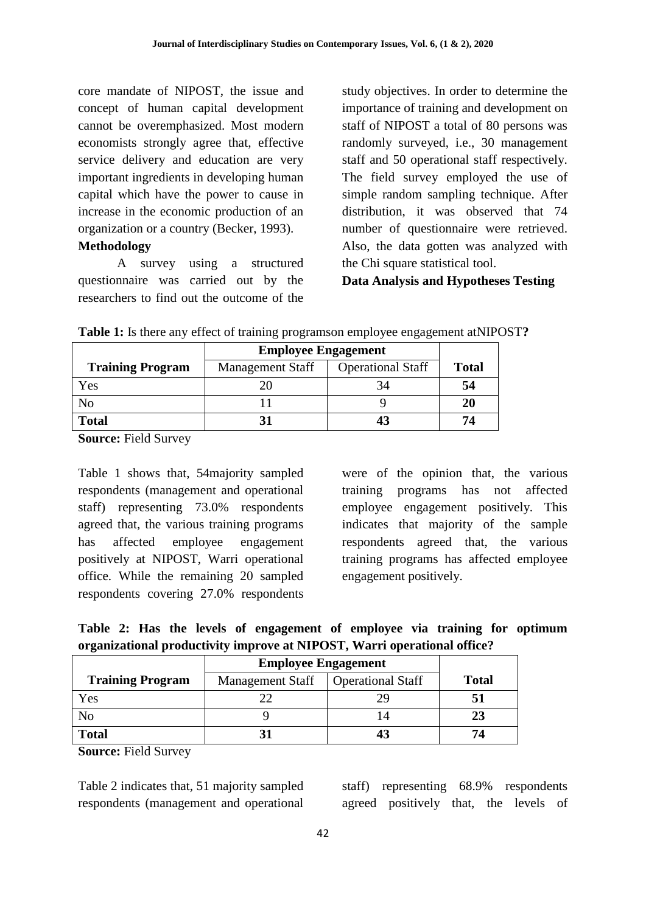core mandate of NIPOST, the issue and concept of human capital development cannot be overemphasized. Most modern economists strongly agree that, effective service delivery and education are very important ingredients in developing human capital which have the power to cause in increase in the economic production of an organization or a country (Becker, 1993).

**Methodology**

A survey using a structured questionnaire was carried out by the researchers to find out the outcome of the study objectives. In order to determine the importance of training and development on staff of NIPOST a total of 80 persons was randomly surveyed, i.e., 30 management staff and 50 operational staff respectively. The field survey employed the use of simple random sampling technique. After distribution, it was observed that 74 number of questionnaire were retrieved. Also, the data gotten was analyzed with the Chi square statistical tool.

**Data Analysis and Hypotheses Testing**

**Table 1:** Is there any effect of training programson employee engagement atNIPOST**?**

| | **Employee Engagement** | | |
|---|---|---|---|
| **Training Program** | Management Staff | Operational Staff | **Total** |
| Yes | 20 | 34 | **54** |
| No | 11 | 9 | **20** |
| **Total** | **31** | **43** | **74** |

**Source:** Field Survey

Table 1 shows that, 54majority sampled respondents (management and operational staff) representing 73.0% respondents agreed that, the various training programs has affected employee engagement positively at NIPOST, Warri operational office. While the remaining 20 sampled respondents covering 27.0% respondents were of the opinion that, the various training programs has not affected employee engagement positively. This indicates that majority of the sample respondents agreed that, the various training programs has affected employee engagement positively.

**Table 2: Has the levels of engagement of employee via training for optimum organizational productivity improve at NIPOST, Warri operational office?**

| | **Employee Engagement** | | |
|---|---|---|---|
| **Training Program** | Management Staff | Operational Staff | **Total** |
| Yes | 22 | 29 | **51** |
| No | 9 | 14 | **23** |
| **Total** | **31** | **43** | **74** |

**Source:** Field Survey

Table 2 indicates that, 51 majority sampled respondents (management and operational staff) representing 68.9% respondents agreed positively that, the levels of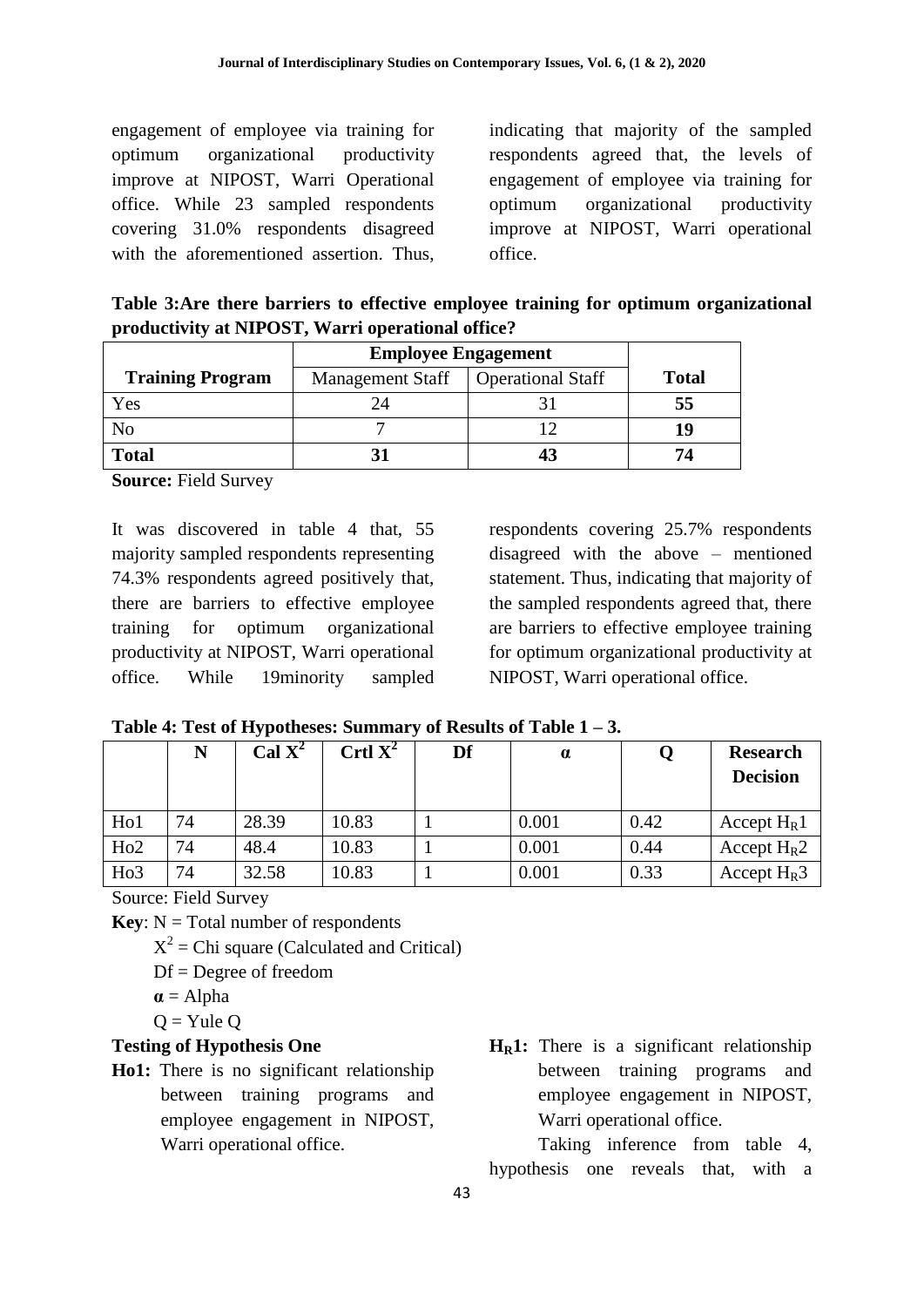engagement of employee via training for optimum organizational productivity improve at NIPOST, Warri Operational office. While 23 sampled respondents covering 31.0% respondents disagreed with the aforementioned assertion. Thus, indicating that majority of the sampled respondents agreed that, the levels of engagement of employee via training for optimum organizational productivity improve at NIPOST, Warri operational office.

**Table 3:Are there barriers to effective employee training for optimum organizational productivity at NIPOST, Warri operational office?**

| | Employee Engagement | | |
|---|---|---|---|
| **Training Program** | Management Staff | Operational Staff | **Total** |
| Yes | 24 | 31 | **55** |
| No | 7 | 12 | **19** |
| **Total** | **31** | **43** | **74** |

**Source:** Field Survey

It was discovered in table 4 that, 55 majority sampled respondents representing 74.3% respondents agreed positively that, there are barriers to effective employee training for optimum organizational productivity at NIPOST, Warri operational office. While 19minority sampled respondents covering 25.7% respondents disagreed with the above – mentioned statement. Thus, indicating that majority of the sampled respondents agreed that, there are barriers to effective employee training for optimum organizational productivity at NIPOST, Warri operational office.

**Table 4: Test of Hypotheses: Summary of Results of Table 1 – 3.**

| | N | Cal $X^2$ | Crtl $X^2$ | Df | α | Q | Research Decision |
|---|---|---|---|---|---|---|---|
| Ho1 | 74 | 28.39 | 10.83 | 1 | 0.001 | 0.42 | Accept $H_R1$ |
| Ho2 | 74 | 48.4 | 10.83 | 1 | 0.001 | 0.44 | Accept $H_R2$ |
| Ho3 | 74 | 32.58 | 10.83 | 1 | 0.001 | 0.33 | Accept $H_R3$ |

Source: Field Survey

**Key**: N = Total number of respondents

$X^2$ = Chi square (Calculated and Critical)

Df = Degree of freedom

**α** = Alpha

Q = Yule Q

**Testing of Hypothesis One**

**Ho1:** There is no significant relationship between training programs and employee engagement in NIPOST, Warri operational office.

**$H_R$1:** There is a significant relationship between training programs and employee engagement in NIPOST, Warri operational office.

Taking inference from table 4, hypothesis one reveals that, with a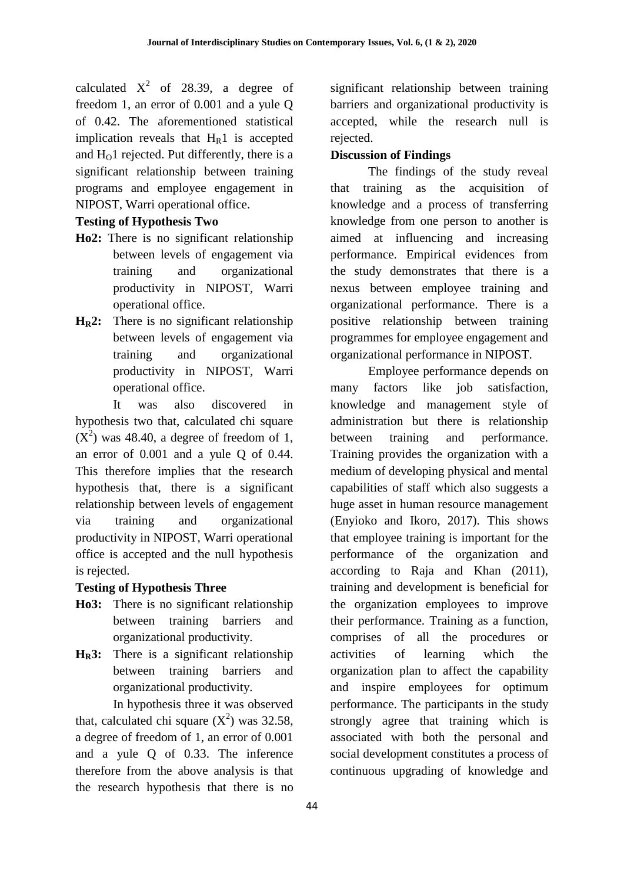calculated $X^2$ of 28.39, a degree of freedom 1, an error of 0.001 and a yule Q of 0.42. The aforementioned statistical implication reveals that $H_R1$ is accepted and $H_O1$ rejected. Put differently, there is a significant relationship between training programs and employee engagement in NIPOST, Warri operational office.

**Testing of Hypothesis Two**

**Ho2:** There is no significant relationship between levels of engagement via training and organizational productivity in NIPOST, Warri operational office.

**$H_R$2:** There is no significant relationship between levels of engagement via training and organizational productivity in NIPOST, Warri operational office.

It was also discovered in hypothesis two that, calculated chi square ($X^2$) was 48.40, a degree of freedom of 1, an error of 0.001 and a yule Q of 0.44. This therefore implies that the research hypothesis that, there is a significant relationship between levels of engagement via training and organizational productivity in NIPOST, Warri operational office is accepted and the null hypothesis is rejected.

**Testing of Hypothesis Three**

**Ho3:** There is no significant relationship between training barriers and organizational productivity.

**$H_R$3:** There is a significant relationship between training barriers and organizational productivity.

In hypothesis three it was observed that, calculated chi square ($X^2$) was 32.58, a degree of freedom of 1, an error of 0.001 and a yule Q of 0.33. The inference therefore from the above analysis is that the research hypothesis that there is no significant relationship between training barriers and organizational productivity is accepted, while the research null is rejected.

**Discussion of Findings**

The findings of the study reveal that training as the acquisition of knowledge and a process of transferring knowledge from one person to another is aimed at influencing and increasing performance. Empirical evidences from the study demonstrates that there is a nexus between employee training and organizational performance. There is a positive relationship between training programmes for employee engagement and organizational performance in NIPOST.

Employee performance depends on many factors like job satisfaction, knowledge and management style of administration but there is relationship between training and performance. Training provides the organization with a medium of developing physical and mental capabilities of staff which also suggests a huge asset in human resource management (Enyioko and Ikoro, 2017). This shows that employee training is important for the performance of the organization and according to Raja and Khan (2011), training and development is beneficial for the organization employees to improve their performance. Training as a function, comprises of all the procedures or activities of learning which the organization plan to affect the capability and inspire employees for optimum performance. The participants in the study strongly agree that training which is associated with both the personal and social development constitutes a process of continuous upgrading of knowledge and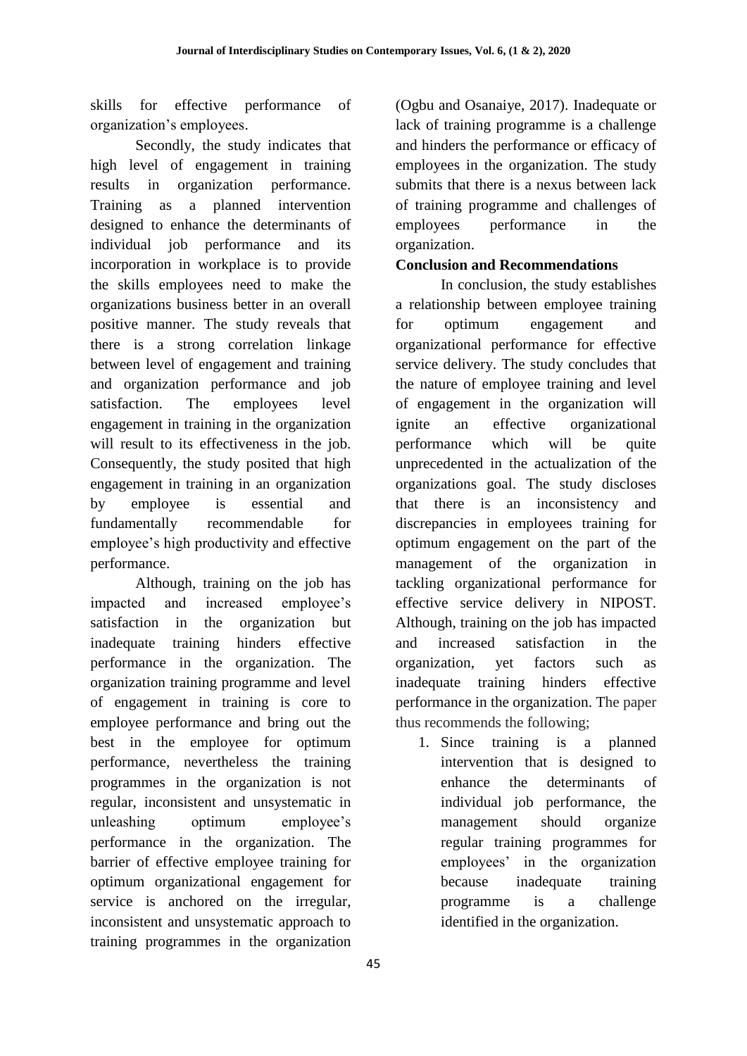skills for effective performance of organization's employees.

Secondly, the study indicates that high level of engagement in training results in organization performance. Training as a planned intervention designed to enhance the determinants of individual job performance and its incorporation in workplace is to provide the skills employees need to make the organizations business better in an overall positive manner. The study reveals that there is a strong correlation linkage between level of engagement and training and organization performance and job satisfaction. The employees level engagement in training in the organization will result to its effectiveness in the job. Consequently, the study posited that high engagement in training in an organization by employee is essential and fundamentally recommendable for employee's high productivity and effective performance.

Although, training on the job has impacted and increased employee's satisfaction in the organization but inadequate training hinders effective performance in the organization. The organization training programme and level of engagement in training is core to employee performance and bring out the best in the employee for optimum performance, nevertheless the training programmes in the organization is not regular, inconsistent and unsystematic in unleashing optimum employee's performance in the organization. The barrier of effective employee training for optimum organizational engagement for service is anchored on the irregular, inconsistent and unsystematic approach to training programmes in the organization (Ogbu and Osanaiye, 2017). Inadequate or lack of training programme is a challenge and hinders the performance or efficacy of employees in the organization. The study submits that there is a nexus between lack of training programme and challenges of employees performance in the organization.

## Conclusion and Recommendations

In conclusion, the study establishes a relationship between employee training for optimum engagement and organizational performance for effective service delivery. The study concludes that the nature of employee training and level of engagement in the organization will ignite an effective organizational performance which will be quite unprecedented in the actualization of the organizations goal. The study discloses that there is an inconsistency and discrepancies in employees training for optimum engagement on the part of the management of the organization in tackling organizational performance for effective service delivery in NIPOST. Although, training on the job has impacted and increased satisfaction in the organization, yet factors such as inadequate training hinders effective performance in the organization. The paper thus recommends the following;

1. Since training is a planned intervention that is designed to enhance the determinants of individual job performance, the management should organize regular training programmes for employees' in the organization because inadequate training programme is a challenge identified in the organization.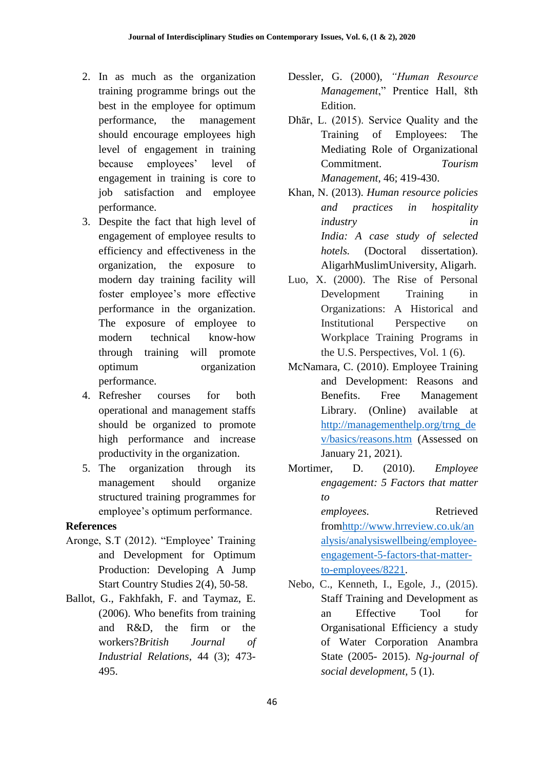2. In as much as the organization training programme brings out the best in the employee for optimum performance, the management should encourage employees high level of engagement in training because employees' level of engagement in training is core to job satisfaction and employee performance.
3. Despite the fact that high level of engagement of employee results to efficiency and effectiveness in the organization, the exposure to modern day training facility will foster employee's more effective performance in the organization. The exposure of employee to modern technical know-how through training will promote optimum organization performance.
4. Refresher courses for both operational and management staffs should be organized to promote high performance and increase productivity in the organization.
5. The organization through its management should organize structured training programmes for employee's optimum performance.

**References**

Aronge, S.T (2012). "Employee' Training and Development for Optimum Production: Developing A Jump Start Country Studies 2(4), 50-58.

Ballot, G., Fakhfakh, F. and Taymaz, E. (2006). Who benefits from training and R&D, the firm or the workers?*British Journal of Industrial Relations*, 44 (3); 473-495.

Dessler, G. (2000), *"Human Resource Management*," Prentice Hall, 8th Edition.

Dhār, L. (2015). Service Quality and the Training of Employees: The Mediating Role of Organizational Commitment. *Tourism Management*, 46; 419-430.

Khan, N. (2013). *Human resource policies and practices in hospitality industry in India: A case study of selected hotels.* (Doctoral dissertation). AligarhMuslimUniversity, Aligarh.

Luo, X. (2000). The Rise of Personal Development Training in Organizations: A Historical and Institutional Perspective on Workplace Training Programs in the U.S. Perspectives, Vol. 1 (6).

McNamara, C. (2010). Employee Training and Development: Reasons and Benefits. Free Management Library. (Online) available at http://managementhelp.org/trng_dev/basics/reasons.htm (Assessed on January 21, 2021).

Mortimer, D. (2010). *Employee engagement: 5 Factors that matter to employees.* Retrieved fromhttp://www.hrreview.co.uk/analysis/analysiswellbeing/employee-engagement-5-factors-that-matter-to-employees/8221.

Nebo, C., Kenneth, I., Egole, J., (2015). Staff Training and Development as an Effective Tool for Organisational Efficiency a study of Water Corporation Anambra State (2005- 2015). *Ng-journal of social development,* 5 (1).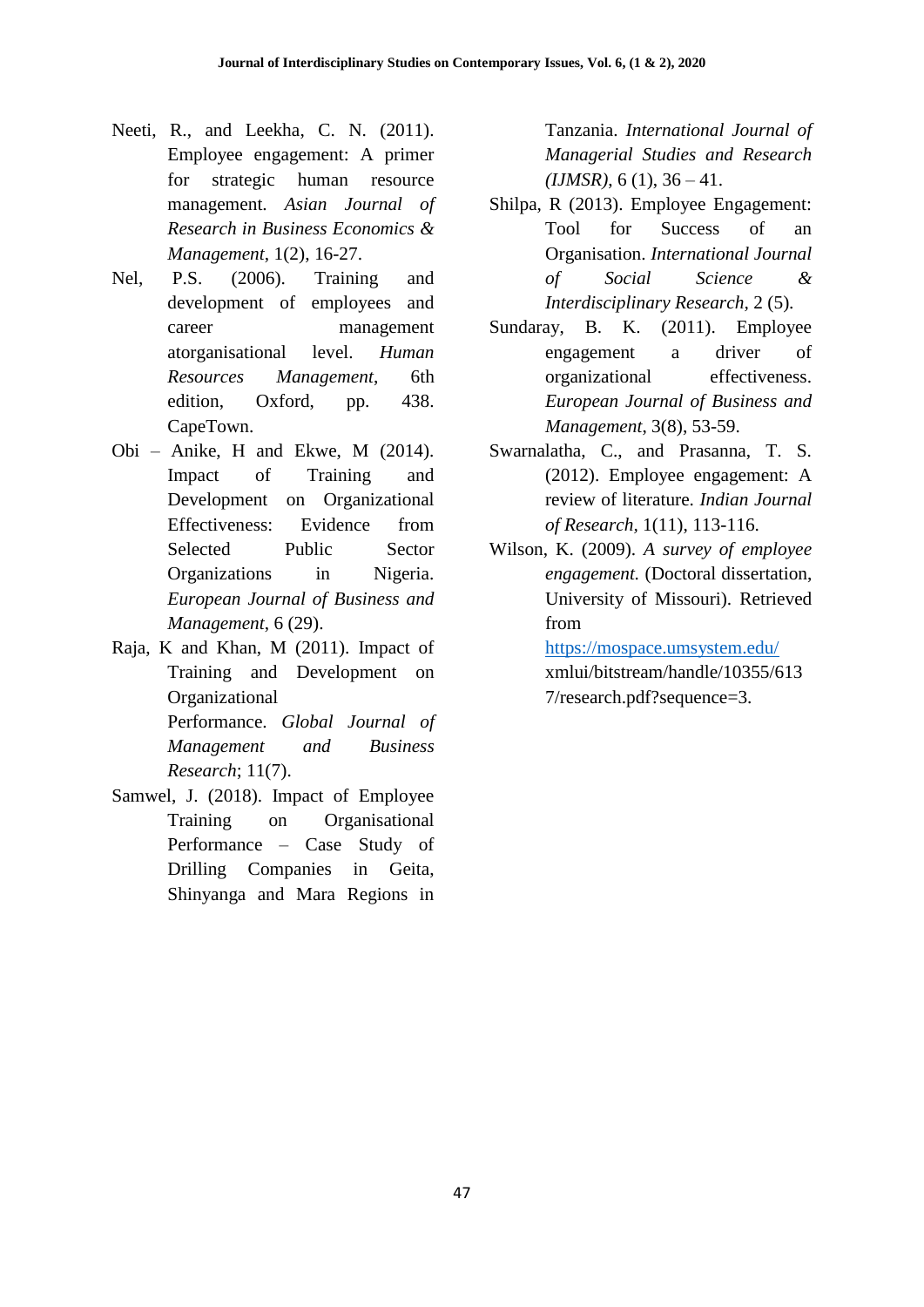Neeti, R., and Leekha, C. N. (2011). Employee engagement: A primer for strategic human resource management. *Asian Journal of Research in Business Economics & Management*, 1(2), 16-27.

Nel, P.S. (2006). Training and development of employees and career management atorganisational level. *Human Resources Management*, 6th edition, Oxford, pp. 438. CapeTown.

Obi – Anike, H and Ekwe, M (2014). Impact of Training and Development on Organizational Effectiveness: Evidence from Selected Public Sector Organizations in Nigeria. *European Journal of Business and Management*, 6 (29).

Raja, K and Khan, M (2011). Impact of Training and Development on Organizational Performance. *Global Journal of Management and Business Research*; 11(7).

Samwel, J. (2018). Impact of Employee Training on Organisational Performance – Case Study of Drilling Companies in Geita, Shinyanga and Mara Regions in Tanzania. *International Journal of Managerial Studies and Research (IJMSR)*, 6 (1), 36 – 41.

Shilpa, R (2013). Employee Engagement: Tool for Success of an Organisation. *International Journal of Social Science & Interdisciplinary Research*, 2 (5).

Sundaray, B. K. (2011). Employee engagement a driver of organizational effectiveness. *European Journal of Business and Management*, 3(8), 53-59.

Swarnalatha, C., and Prasanna, T. S. (2012). Employee engagement: A review of literature. *Indian Journal of Research*, 1(11), 113-116.

Wilson, K. (2009). *A survey of employee engagement.* (Doctoral dissertation, University of Missouri). Retrieved from https://mospace.umsystem.edu/xmlui/bitstream/handle/10355/6137/research.pdf?sequence=3.